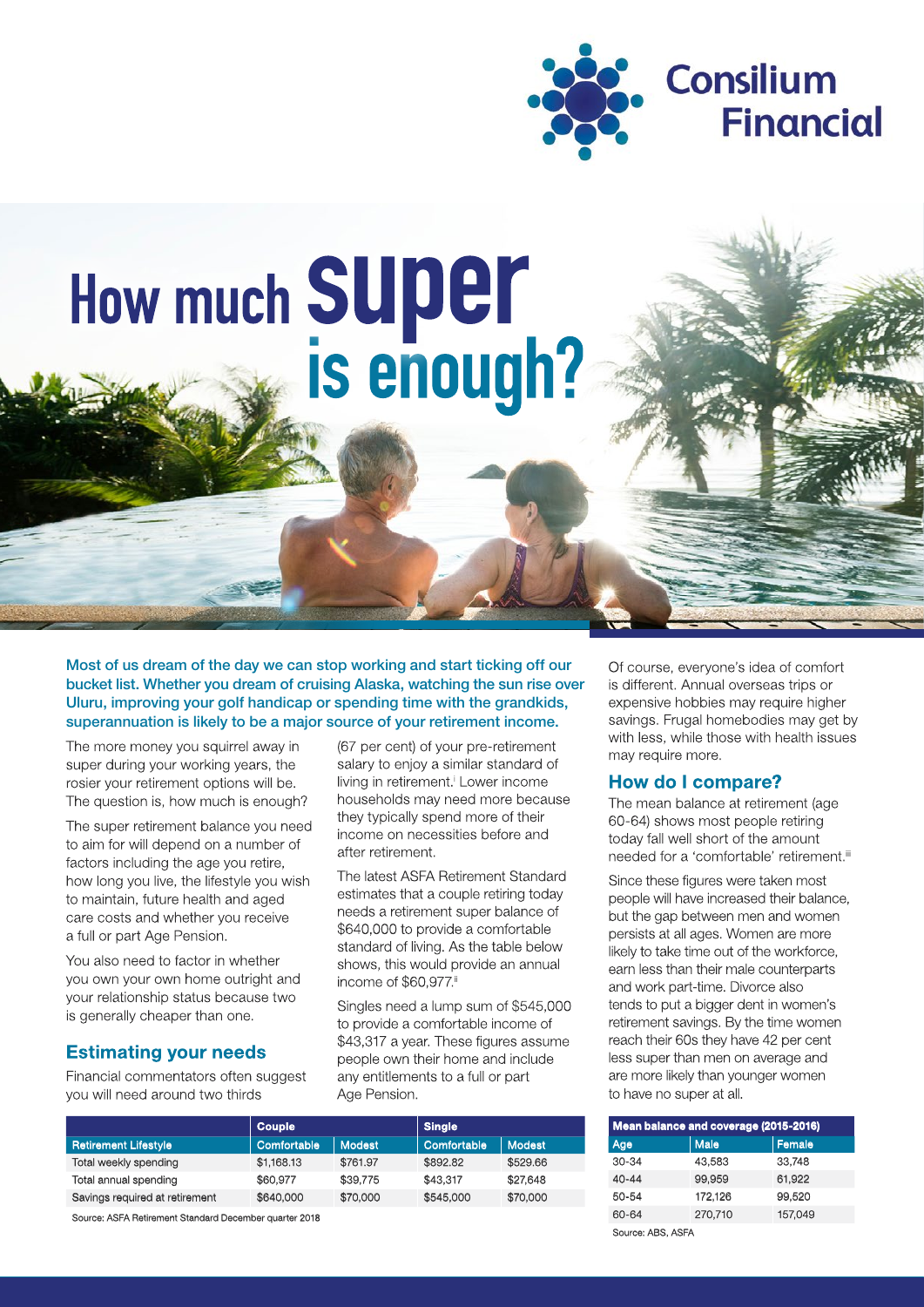Consilium Financial

# How much super is enough?

**Most of us dream of the day we can stop working and start ticking off our bucket list. Whether you dream of cruising Alaska, watching the sun rise over Uluru, improving your golf handicap or spending time with the grandkids, superannuation is likely to be a major source of your retirement income.**

The more money you squirrel away in super during your working years, the rosier your retirement options will be. The question is, how much is enough?

The super retirement balance you need to aim for will depend on a number of factors including the age you retire, how long you live, the lifestyle you wish to maintain, future health and aged care costs and whether you receive a full or part Age Pension.

You also need to factor in whether you own your own home outright and your relationship status because two is generally cheaper than one.

## Estimating your needs

Financial commentators often suggest you will need around two thirds (67 per cent) of your pre-retirement salary to enjoy a similar standard of living in retirement.[i] Lower income households may need more because they typically spend more of their income on necessities before and after retirement.

The latest ASFA Retirement Standard estimates that a couple retiring today needs a retirement super balance of $640,000 to provide a comfortable standard of living. As the table below shows, this would provide an annual income of $60,977.[ii]

Singles need a lump sum of $545,000 to provide a comfortable income of $43,317 a year. These figures assume people own their home and include any entitlements to a full or part Age Pension.

| | Couple | | Single | |
|---|---|---|---|---|
| **Retirement Lifestyle** | **Comfortable** | **Modest** | **Comfortable** | **Modest** |
| Total weekly spending | $1,168.13 | $761.97 | $892.82 | $529.66 |
| Total annual spending | $60,977 | $39,775 | $43,317 | $27,648 |
| Savings required at retirement | $640,000 | $70,000 | $545,000 | $70,000 |

Source: ASFA Retirement Standard December quarter 2018

Of course, everyone's idea of comfort is different. Annual overseas trips or expensive hobbies may require higher savings. Frugal homebodies may get by with less, while those with health issues may require more.

## How do I compare?

The mean balance at retirement (age 60-64) shows most people retiring today fall well short of the amount needed for a 'comfortable' retirement.[iii]

Since these figures were taken most people will have increased their balance, but the gap between men and women persists at all ages. Women are more likely to take time out of the workforce, earn less than their male counterparts and work part-time. Divorce also tends to put a bigger dent in women's retirement savings. By the time women reach their 60s they have 42 per cent less super than men on average and are more likely than younger women to have no super at all.

| Mean balance and coverage (2015-2016) | | |
|---|---|---|
| **Age** | **Male** | **Female** |
| 30-34 | 43,583 | 33,748 |
| 40-44 | 99,959 | 61,922 |
| 50-54 | 172,126 | 99,520 |
| 60-64 | 270,710 | 157,049 |

Source: ABS, ASFA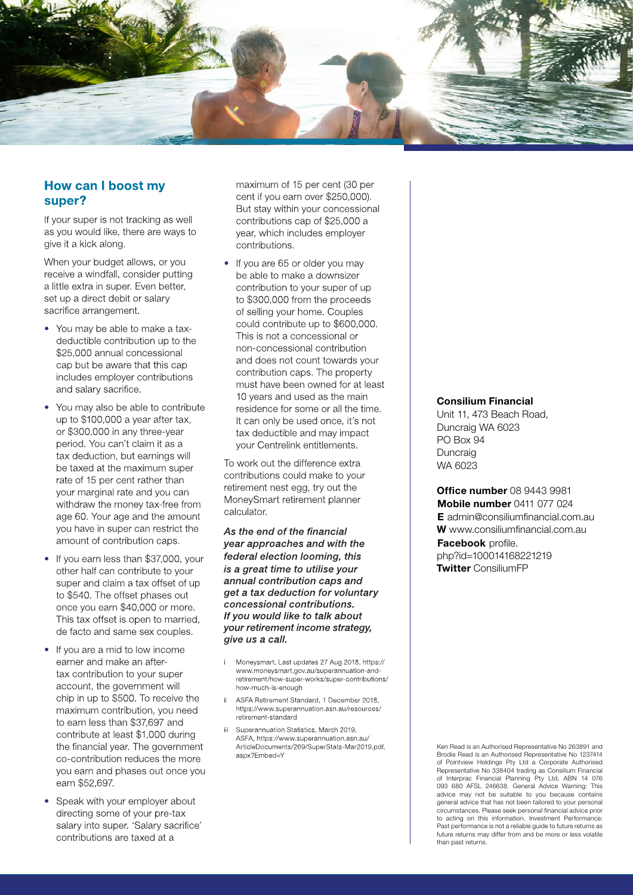## How can I boost my super?

If your super is not tracking as well as you would like, there are ways to give it a kick along.

When your budget allows, or you receive a windfall, consider putting a little extra in super. Even better, set up a direct debit or salary sacrifice arrangement.

- You may be able to make a tax-deductible contribution up to the $25,000 annual concessional cap but be aware that this cap includes employer contributions and salary sacrifice.
- You may also be able to contribute up to $100,000 a year after tax, or $300,000 in any three-year period. You can't claim it as a tax deduction, but earnings will be taxed at the maximum super rate of 15 per cent rather than your marginal rate and you can withdraw the money tax-free from age 60. Your age and the amount you have in super can restrict the amount of contribution caps.
- If you earn less than $37,000, your other half can contribute to your super and claim a tax offset of up to $540. The offset phases out once you earn $40,000 or more. This tax offset is open to married, de facto and same sex couples.
- If you are a mid to low income earner and make an after-tax contribution to your super account, the government will chip in up to $500. To receive the maximum contribution, you need to earn less than $37,697 and contribute at least $1,000 during the financial year. The government co-contribution reduces the more you earn and phases out once you earn $52,697.
- Speak with your employer about directing some of your pre-tax salary into super. 'Salary sacrifice' contributions are taxed at a maximum of 15 per cent (30 per cent if you earn over $250,000). But stay within your concessional contributions cap of $25,000 a year, which includes employer contributions.
- If you are 65 or older you may be able to make a downsizer contribution to your super of up to $300,000 from the proceeds of selling your home. Couples could contribute up to $600,000. This is not a concessional or non-concessional contribution and does not count towards your contribution caps. The property must have been owned for at least 10 years and used as the main residence for some or all the time. It can only be used once, it's not tax deductible and may impact your Centrelink entitlements.

To work out the difference extra contributions could make to your retirement nest egg, try out the MoneySmart retirement planner calculator.

***As the end of the financial year approaches and with the federal election looming, this is a great time to utilise your annual contribution caps and get a tax deduction for voluntary concessional contributions. If you would like to talk about your retirement income strategy, give us a call.***

i Moneysmart, Last updates 27 Aug 2018, https://www.moneysmart.gov.au/superannuation-and-retirement/how-super-works/super-contributions/how-much-is-enough

ii ASFA Retirement Standard, 1 December 2018, https://www.superannuation.asn.au/resources/retirement-standard

iii Superannuation Statistics, March 2019, ASFA, https://www.superannuation.asn.au/ArticleDocuments/269/SuperStats-Mar2019.pdf.aspx?Embed=Y

**Consilium Financial**
Unit 11, 473 Beach Road,
Duncraig WA 6023
PO Box 94
Duncraig
WA 6023

**Office number** 08 9443 9981
**Mobile number** 0411 077 024
**E** admin@consiliumfinancial.com.au
**W** www.consiliumfinancial.com.au
**Facebook** profile.php?id=100014168221219
**Twitter** ConsiliumFP

Ken Read is an Authorised Representative No 263891 and Brodie Read is an Authorised Representative No 1237414 of Pointview Holdings Pty Ltd a Corporate Authorised Representative No 338404 trading as Consilium Financial of Interprac Financial Planning Pty Ltd, ABN 14 076 093 680 AFSL 246638. General Advice Warning: This advice may not be suitable to you because contains general advice that has not been tailored to your personal circumstances. Please seek personal financial advice prior to acting on this information. Investment Performance: Past performance is not a reliable guide to future returns as future returns may differ from and be more or less volatile than past returns.